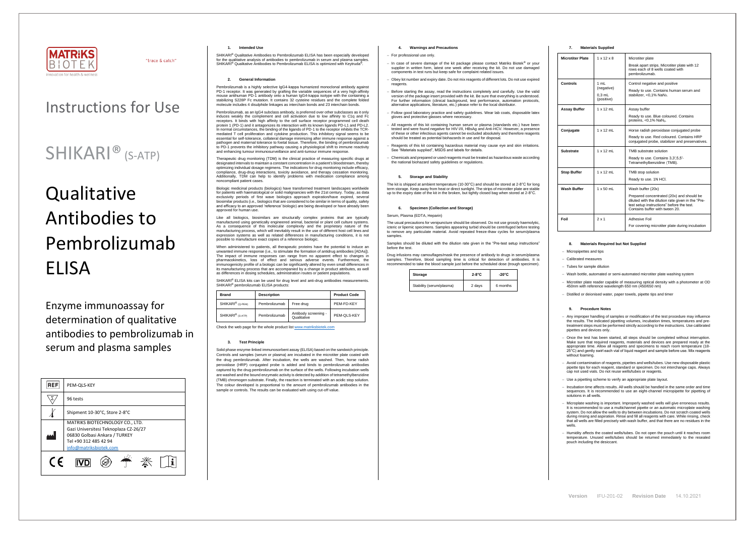MATRIKS BIOTEK

innovation for health & wellness

"trace & catch"

# Instructions for Use

# SHIKARI® (S-ATP)

# Qualitative Antibodies to Pembrolizumab ELISA

Enzyme immunoassay for determination of qualitative antibodies to pembrolizumab in serum and plasma samples

| REF | PEM-QLS-KEY |
|---|---|
| Σ | 96 tests |
| 🌡 | Shipment 10-30°C, Store 2-8°C |
| 🏭 | MATRIKS BIOTECHNOLOGY CO., LTD.<br>Gazi Universitesi Teknoplaza CZ-26/27<br>06830 Golbasi Ankara / TURKEY<br>Tel +90 312 485 42 94<br>info@matriksbiotek.com |

CE IVD

## 1. Intended Use

SHIKARI® Qualitative Antibodies to Pembrolizumab ELISA has been especially developed for the qualitative analysis of antibodies to pembrolizumab in serum and plasma samples. SHIKARI® Qualitative Antibodies to Pembrolizumab ELISA is optimized with Keytruda®.

## 2. General Information

Pembrolizumab is a highly selective IgG4-kappa humanized monoclonal antibody against PD-1 receptor. It was generated by grafting the variable sequences of a very high-affinity mouse antihuman PD-1 antibody onto a human IgG4-kappa isotype with the containing a stabilizing S228P Fc mutation. It contains 32 cysteine residues and the complete folded molecule includes 4 disulphide linkages as interchain bonds and 23 interchain bonds.

Pembrolizumab, as an IgG4 subclass antibody, is preferred over other subclasses as it only induces weakly the complement and cell activation due to low affinity to C1q and Fc receptors. It binds with high affinity to the cell surface receptor programmed cell death protein 1 (PD-1) and it antagonizes its interaction with its known ligands PD-L1 and PD-L2. In normal circumstances, the binding of the ligands of PD-1 to the receptor inhibits the TCR-mediated T cell proliferation and cytokine production. This inhibitory signal seems to be essential for self-tolerance, collateral damage minimizing after immune response against a pathogen and maternal tolerance to foetal tissue. Therefore, the binding of pembrolizumab to PD-1 prevents the inhibitory pathway causing a physiological shift to immune reactivity and enhancing tumour immunosurveillance and anti-tumour immune response.

Therapeutic drug monitoring (TDM) is the clinical practice of measuring specific drugs at designated intervals to maintain a constant concentration in a patient's bloodstream, thereby optimizing individual dosage regimens. The indications for drug monitoring include efficacy, compliance, drug-drug interactions, toxicity avoidance, and therapy cessation monitoring. Additionally, TDM can help to identify problems with medication compliance among noncompliant patient cases.

Biologic medicinal products (biologics) have transformed treatment landscapes worldwide for patients with haematological or solid malignancies with the 21st century. Today, as data exclusivity periods of first wave biologics approach expiration/have expired, several biosimilar products (i.e., biologics that are considered to be similar in terms of quality, safety and efficacy to an approved 'reference' biologic) are being developed or have already been approved for human use.

Like all biologics, biosimilars are structurally complex proteins that are typically manufactured using genetically engineered animal, bacterial or plant cell culture systems. As a consequence of this molecular complexity and the proprietary nature of the manufacturing process, which will inevitably result in the use of different host cell lines and expression systems as well as related differences in manufacturing conditions, it is not possible to manufacture exact copies of a reference biologic.

When administered to patients, all therapeutic proteins have the potential to induce an unwanted immune response (i.e., to stimulate the formation of antidrug antibodies [ADAs]). The impact of immune responses can range from no apparent effect to changes in pharmacokinetics, loss of effect and serious adverse events. Furthermore, the immunogenicity profile of a biologic can be significantly altered by even small differences in its manufacturing process that are accompanied by a change in product attributes, as well as differences in dosing schedules, administration routes or patient populations.

SHIKARI® ELISA kits can be used for drug level and anti-drug antibodies measurements. SHIKARI® pembrolizumab ELISA products:

| Brand | Description | | Product Code |
|---|---|---|---|
| SHIKARI® (Q-PEM) | Pembrolizumab | Free drug | PEM-FD-KEY |
| SHIKARI® (S-ATP) | Pembrolizumab | Antibody screening - Qualitative | PEM-QLS-KEY |

Check the web page for the whole product list www.matriksbiotek.com

## 3. Test Principle

Solid phase enzyme-linked immunosorbent assay (ELISA) based on the sandwich principle. Controls and samples (serum or plasma) are incubated in the microtiter plate coated with the drug pembrolizumab. After incubation, the wells are washed. Then, horse radish peroxidase (HRP) conjugated probe is added and binds to pembrolizumab antibodies captured by the drug pembrolizumab on the surface of the wells. Following incubation wells are washed and the bound enzymatic activity is detected by addition of tetramethylbenzidine (TMB) chromogen substrate. Finally, the reaction is terminated with an acidic stop solution. The colour developed is proportional to the amount of pembrolizumab antibodies in the sample or controls. The results can be evaluated with using cut-off value.

## 4. Warnings and Precautions

- For professional use only.
- In case of severe damage of the kit package please contact Matriks Biotek® or your supplier in written form, latest one week after receiving the kit. Do not use damaged components in test runs but keep safe for complaint related issues.
- Obey lot number and expiry date. Do not mix reagents of different lots. Do not use expired reagents.
- Before starting the assay, read the instructions completely and carefully. Use the valid version of the package insert provided with the kit. Be sure that everything is understood. For further information (clinical background, test performance, automation protocols, alternative applications, literature, etc.) please refer to the local distributor.
- Follow good laboratory practice and safety guidelines. Wear lab coats, disposable latex gloves and protective glasses where necessary.
- All reagents of this kit containing human serum or plasma (standards etc.) have been tested and were found negative for HIV I/II, HBsAg and Anti-HCV. However, a presence of these or other infectious agents cannot be excluded absolutely and therefore reagents should be treated as potential biohazards in use and for disposal.
- Reagents of this kit containing hazardous material may cause eye and skin irritations. See "Materials supplied", MSDS and labels for details.
- Chemicals and prepared or used reagents must be treated as hazardous waste according the national biohazard safety guidelines or regulations.

## 5. Storage and Stability

The kit is shipped at ambient temperature (10-30°C) and should be stored at 2-8°C for long term storage. Keep away from heat or direct sunlight. The strips of microtiter plate are stable up to the expiry date of the kit in the broken, but tightly closed bag when stored at 2-8°C.

## 6. Specimen (Collection and Storage)

Serum, Plasma (EDTA, Heparin)

The usual precautions for venipuncture should be observed. Do not use grossly haemolytic, icteric or lipemic specimens. Samples appearing turbid should be centrifuged before testing to remove any particulate material. Avoid repeated freeze-thaw cycles for serum/plasma samples.

Samples should be diluted with the dilution rate given in the "Pre-test setup instructions" before the test.

Drug infusions may camouflages/mask the presence of antibody to drugs in serum/plasma samples. Therefore, blood sampling time is critical for detection of antibodies. It is recommended to take the blood sample just before the scheduled dose (trough specimen).

| Storage | 2-8°C | -20°C |
|---|---|---|
| Stability (serum/plasma) | 2 days | 6 months |

## 7. Materials Supplied

| Microtiter Plate | 1 x 12 x 8 | Microtiter plate<br>Break apart strips. Microtiter plate with 12 rows each of 8 wells coated with pembrolizumab. |
|---|---|---|
| Controls | 1 mL (negative)<br>0,3 mL (positive) | Control negative and positive<br>Ready to use. Contains human serum and stabilizer, <0,1% $NaN_3$. |
| Assay Buffer | 1 x 12 mL | Assay buffer<br>Ready to use. Blue coloured. Contains proteins, <0,1% $NaN_3$. |
| Conjugate | 1 x 12 mL | Horse radish peroxidase conjugated probe<br>Ready to use. Red coloured. Contains HRP conjugated probe, stabilizer and preservatives. |
| Substrate | 1 x 12 mL | TMB substrate solution<br>Ready to use. Contains 3,3',5,5'-Tetramethylbenzidine (TMB). |
| Stop Buffer | 1 x 12 mL | TMB stop solution<br>Ready to use. 1N HCl. |
| Wash Buffer | 1 x 50 mL | Wash buffer (20x)<br>Prepared concentrated (20x) and should be diluted with the dilution rate given in the "Pre-test setup instructions" before the test. Contains buffer with tween 20. |
| Foil | 2 x 1 | Adhesive Foil<br>For covering microtiter plate during incubation |

## 8. Materials Required but Not Supplied

- Micropipettes and tips
- Calibrated measures
- Tubes for sample dilution
- Wash bottle, automated or semi-automated microtiter plate washing system
- Microtiter plate reader capable of measuring optical density with a photometer at OD 450nm with reference wavelength 650 nm (450/650 nm)
- Distilled or deionised water, paper towels, pipette tips and timer

## 9. Procedure Notes

- Any improper handling of samples or modification of the test procedure may influence the results. The indicated pipetting volumes, incubation times, temperatures and pre-treatment steps must be performed strictly according to the instructions. Use calibrated pipettes and devices only.
- Once the test has been started, all steps should be completed without interruption. Make sure that required reagents, materials and devices are prepared ready at the appropriate time. Allow all reagents and specimens to reach room temperature (18-25°C) and gently swirl each vial of liquid reagent and sample before use. Mix reagents without foaming.
- Avoid contamination of reagents, pipettes and wells/tubes. Use new disposable plastic pipette tips for each reagent, standard or specimen. Do not interchange caps. Always cap not used vials. Do not reuse wells/tubes or reagents.
- Use a pipetting scheme to verify an appropriate plate layout.
- Incubation time affects results. All wells should be handled in the same order and time sequences. It is recommended to use an eight-channel micropipette for pipetting of solutions in all wells.
- Microplate washing is important. Improperly washed wells will give erroneous results. It is recommended to use a multichannel pipette or an automatic microplate washing system. Do not allow the wells to dry between incubations. Do not scratch coated wells during rinsing and aspiration. Rinse and fill all reagents with care. While rinsing, check that all wells are filled precisely with wash buffer, and that there are no residues in the wells.
- Humidity affects the coated wells/tubes. Do not open the pouch until it reaches room temperature. Unused wells/tubes should be returned immediately to the resealed pouch including the desiccant.

Version IFU-201-02 Revision Date 14.10.2021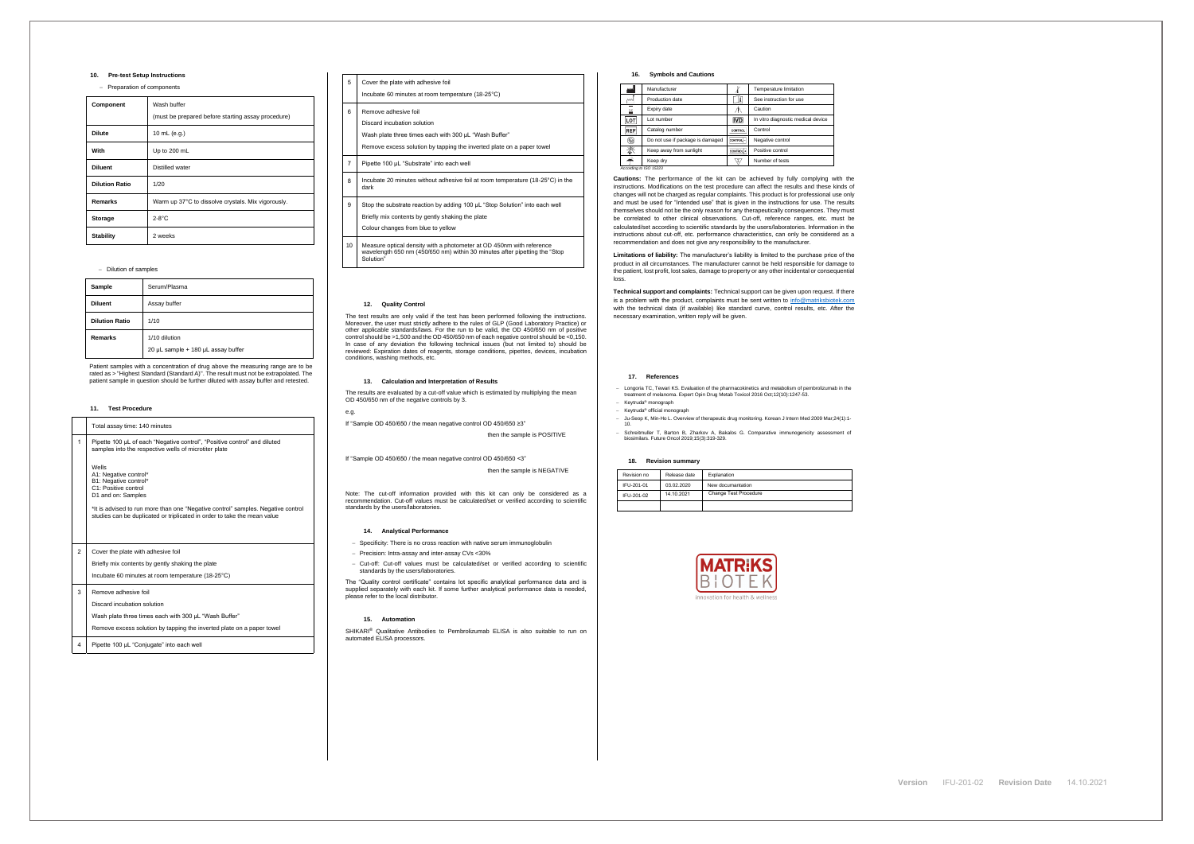## 10. Pre-test Setup Instructions

– Preparation of components

| Component | Wash buffer<br>(must be prepared before starting assay procedure) |
|---|---|
| **Dilute** | 10 mL (e.g.) |
| **With** | Up to 200 mL |
| **Diluent** | Distilled water |
| **Dilution Ratio** | 1/20 |
| **Remarks** | Warm up 37°C to dissolve crystals. Mix vigorously. |
| **Storage** | 2-8°C |
| **Stability** | 2 weeks |

– Dilution of samples

| Sample | Serum/Plasma |
|---|---|
| **Diluent** | Assay buffer |
| **Dilution Ratio** | 1/10 |
| **Remarks** | 1/10 dilution<br>20 µL sample + 180 µL assay buffer |

Patient samples with a concentration of drug above the measuring range are to be rated as > "Highest Standard (Standard A)". The result must not be extrapolated. The patient sample in question should be further diluted with assay buffer and retested.

## 11. Test Procedure

| | Total assay time: 140 minutes |
|---|---|
| 1 | Pipette 100 µL of each "Negative control", "Positive control" and diluted samples into the respective wells of microtiter plate<br><br>Wells<br>A1: Negative control*<br>B1: Negative control*<br>C1: Positive control<br>D1 and on: Samples<br><br>*It is advised to run more than one "Negative control" samples. Negative control studies can be duplicated or triplicated in order to take the mean value |
| 2 | Cover the plate with adhesive foil<br>Briefly mix contents by gently shaking the plate<br>Incubate 60 minutes at room temperature (18-25°C) |
| 3 | Remove adhesive foil<br>Discard incubation solution<br>Wash plate three times each with 300 µL "Wash Buffer"<br>Remove excess solution by tapping the inverted plate on a paper towel |
| 4 | Pipette 100 µL "Conjugate" into each well |
| 5 | Cover the plate with adhesive foil<br>Incubate 60 minutes at room temperature (18-25°C) |
| 6 | Remove adhesive foil<br>Discard incubation solution<br>Wash plate three times each with 300 µL "Wash Buffer"<br>Remove excess solution by tapping the inverted plate on a paper towel |
| 7 | Pipette 100 µL "Substrate" into each well |
| 8 | Incubate 20 minutes without adhesive foil at room temperature (18-25°C) in the dark |
| 9 | Stop the substrate reaction by adding 100 µL "Stop Solution" into each well<br>Briefly mix contents by gently shaking the plate<br>Colour changes from blue to yellow |
| 10 | Measure optical density with a photometer at OD 450nm with reference wavelength 650 nm (450/650 nm) within 30 minutes after pipetting the "Stop Solution" |

## 12. Quality Control

The test results are only valid if the test has been performed following the instructions. Moreover, the user must strictly adhere to the rules of GLP (Good Laboratory Practice) or other applicable standards/laws. For the run to be valid, the OD 450/650 nm of positive control should be >1,500 and the OD 450/650 nm of each negative control should be <0,150. In case of any deviation the following technical issues (but not limited to) should be reviewed: Expiration dates of reagents, storage conditions, pipettes, devices, incubation conditions, washing methods, etc.

## 13. Calculation and Interpretation of Results

The results are evaluated by a cut-off value which is estimated by multiplying the mean OD 450/650 nm of the negative controls by 3.

e.g.

If "Sample OD 450/650 / the mean negative control OD 450/650 ≥3"

then the sample is POSITIVE

If "Sample OD 450/650 / the mean negative control OD 450/650 <3"

then the sample is NEGATIVE

Note: The cut-off information provided with this kit can only be considered as a recommendation. Cut-off values must be calculated/set or verified according to scientific standards by the users/laboratories.

## 14. Analytical Performance

– Specificity: There is no cross reaction with native serum immunoglobulin
– Precision: Intra-assay and inter-assay CVs <30%
– Cut-off: Cut-off values must be calculated/set or verified according to scientific standards by the users/laboratories.

The "Quality control certificate" contains lot specific analytical performance data and is supplied separately with each kit. If some further analytical performance data is needed, please refer to the local distributor.

## 15. Automation

SHIKARI® Qualitative Antibodies to Pembrolizumab ELISA is also suitable to run on automated ELISA processors.

## 16. Symbols and Cautions

| | | | |
|---|---|---|---|
| | Manufacturer | | Temperature limitation |
| | Production date | | See instruction for use |
| | Expiry date | | Caution |
| LOT | Lot number | IVD | In vitro diagnostic medical device |
| REF | Catalog number | CONTROL | Control |
| | Do not use if package is damaged | CONTROL - | Negative control |
| | Keep away from sunlight | CONTROL + | Positive control |
| | Keep dry | | Number of tests |

According to ISO 15223

**Cautions:** The performance of the kit can be achieved by fully complying with the instructions. Modifications on the test procedure can affect the results and these kinds of changes will not be charged as regular complaints. This product is for professional use only and must be used for "Intended use" that is given in the instructions for use. The results themselves should not be the only reason for any therapeutically consequences. They must be correlated to other clinical observations. Cut-off, reference ranges, etc. must be calculated/set according to scientific standards by the users/laboratories. Information in the instructions about cut-off, etc. performance characteristics, can only be considered as a recommendation and does not give any responsibility to the manufacturer.

**Limitations of liability:** The manufacturer's liability is limited to the purchase price of the product in all circumstances. The manufacturer cannot be held responsible for damage to the patient, lost profit, lost sales, damage to property or any other incidental or consequential loss.

**Technical support and complaints:** Technical support can be given upon request. If there is a problem with the product, complaints must be sent written to info@matriksbiotek.com with the technical data (if available) like standard curve, control results, etc. After the necessary examination, written reply will be given.

## 17. References

– Longoria TC, Tewari KS. Evaluation of the pharmacokinetics and metabolism of pembrolizumab in the treatment of melanoma. Expert Opin Drug Metab Toxicol 2016 Oct;12(10):1247-53.
– Keytruda® monograph
– Keytruda® official monograph
– Ju-Seop K, Min-Ho L. Overview of therapeutic drug monitoring. Korean J Intern Med 2009 Mar;24(1):1-10.
– Schreitmuller T, Barton B, Zharkov A, Bakalos G. Comparative immunogenicity assessment of biosimilars. Future Oncol 2019;15(3):319-329.

## 18. Revision summary

| Revision no | Release date | Explanation |
|---|---|---|
| IFU-201-01 | 03.02.2020 | New documantation |
| IFU-201-02 | 14.10.2021 | Change Test Procedure |
| | | |

MATRiKS BiOTEK
innovation for health & wellness